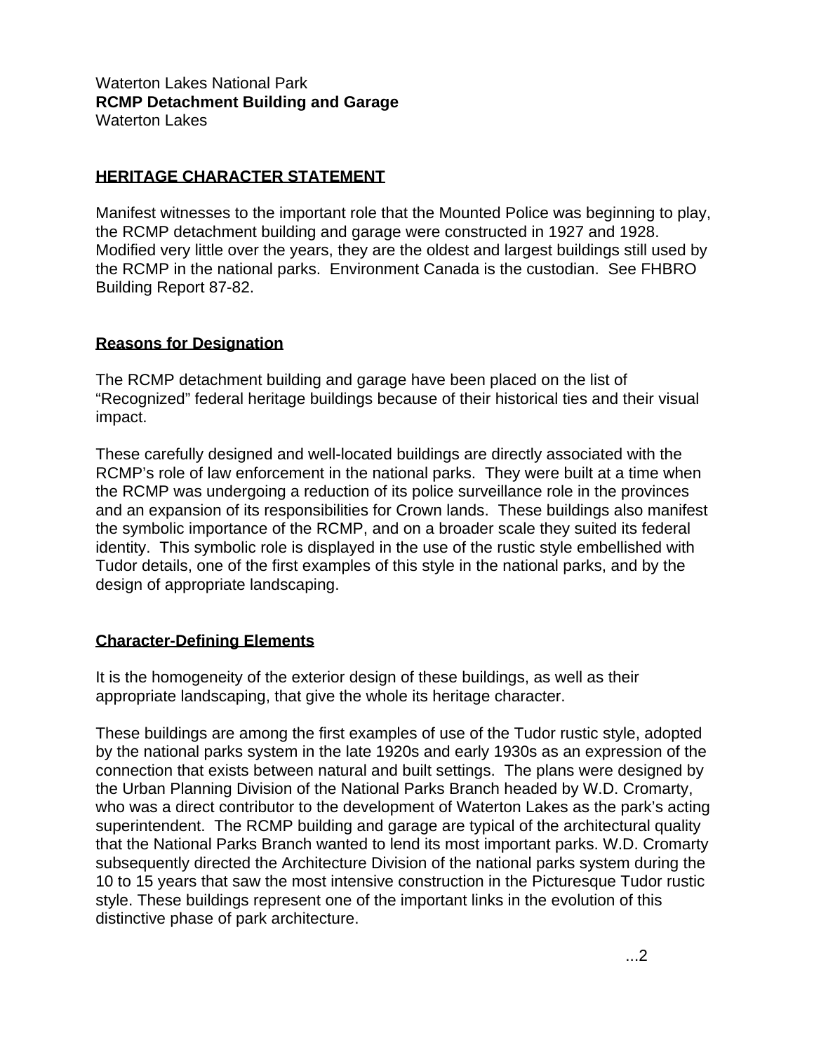Waterton Lakes National Park
**RCMP Detachment Building and Garage**
Waterton Lakes

## HERITAGE CHARACTER STATEMENT

Manifest witnesses to the important role that the Mounted Police was beginning to play, the RCMP detachment building and garage were constructed in 1927 and 1928. Modified very little over the years, they are the oldest and largest buildings still used by the RCMP in the national parks. Environment Canada is the custodian. See FHBRO Building Report 87-82.

### Reasons for Designation

The RCMP detachment building and garage have been placed on the list of “Recognized” federal heritage buildings because of their historical ties and their visual impact.

These carefully designed and well-located buildings are directly associated with the RCMP’s role of law enforcement in the national parks. They were built at a time when the RCMP was undergoing a reduction of its police surveillance role in the provinces and an expansion of its responsibilities for Crown lands. These buildings also manifest the symbolic importance of the RCMP, and on a broader scale they suited its federal identity. This symbolic role is displayed in the use of the rustic style embellished with Tudor details, one of the first examples of this style in the national parks, and by the design of appropriate landscaping.

### Character-Defining Elements

It is the homogeneity of the exterior design of these buildings, as well as their appropriate landscaping, that give the whole its heritage character.

These buildings are among the first examples of use of the Tudor rustic style, adopted by the national parks system in the late 1920s and early 1930s as an expression of the connection that exists between natural and built settings. The plans were designed by the Urban Planning Division of the National Parks Branch headed by W.D. Cromarty, who was a direct contributor to the development of Waterton Lakes as the park’s acting superintendent. The RCMP building and garage are typical of the architectural quality that the National Parks Branch wanted to lend its most important parks. W.D. Cromarty subsequently directed the Architecture Division of the national parks system during the 10 to 15 years that saw the most intensive construction in the Picturesque Tudor rustic style. These buildings represent one of the important links in the evolution of this distinctive phase of park architecture.

...2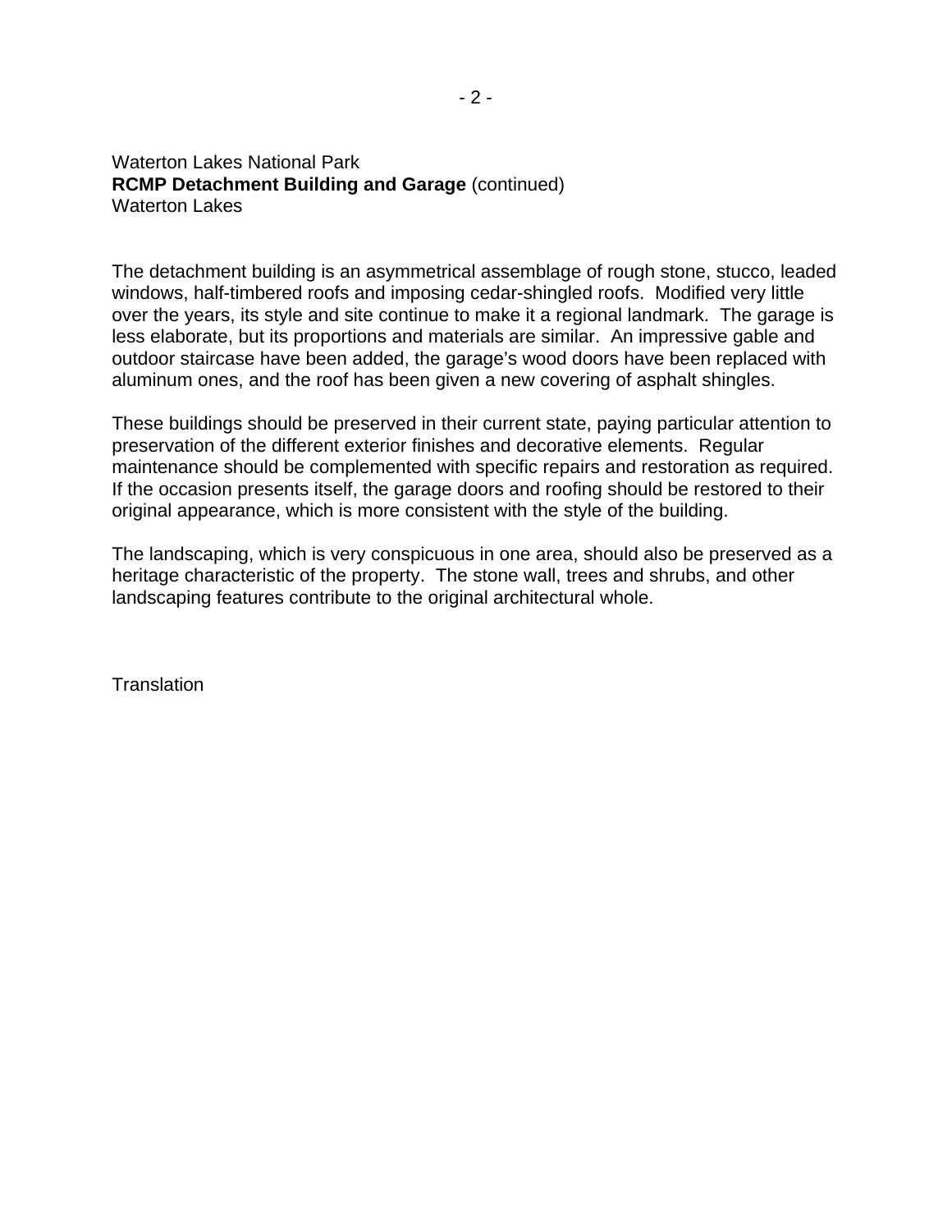Waterton Lakes National Park
**RCMP Detachment Building and Garage** (continued)
Waterton Lakes

The detachment building is an asymmetrical assemblage of rough stone, stucco, leaded windows, half-timbered roofs and imposing cedar-shingled roofs. Modified very little over the years, its style and site continue to make it a regional landmark. The garage is less elaborate, but its proportions and materials are similar. An impressive gable and outdoor staircase have been added, the garage's wood doors have been replaced with aluminum ones, and the roof has been given a new covering of asphalt shingles.

These buildings should be preserved in their current state, paying particular attention to preservation of the different exterior finishes and decorative elements. Regular maintenance should be complemented with specific repairs and restoration as required. If the occasion presents itself, the garage doors and roofing should be restored to their original appearance, which is more consistent with the style of the building.

The landscaping, which is very conspicuous in one area, should also be preserved as a heritage characteristic of the property. The stone wall, trees and shrubs, and other landscaping features contribute to the original architectural whole.

Translation